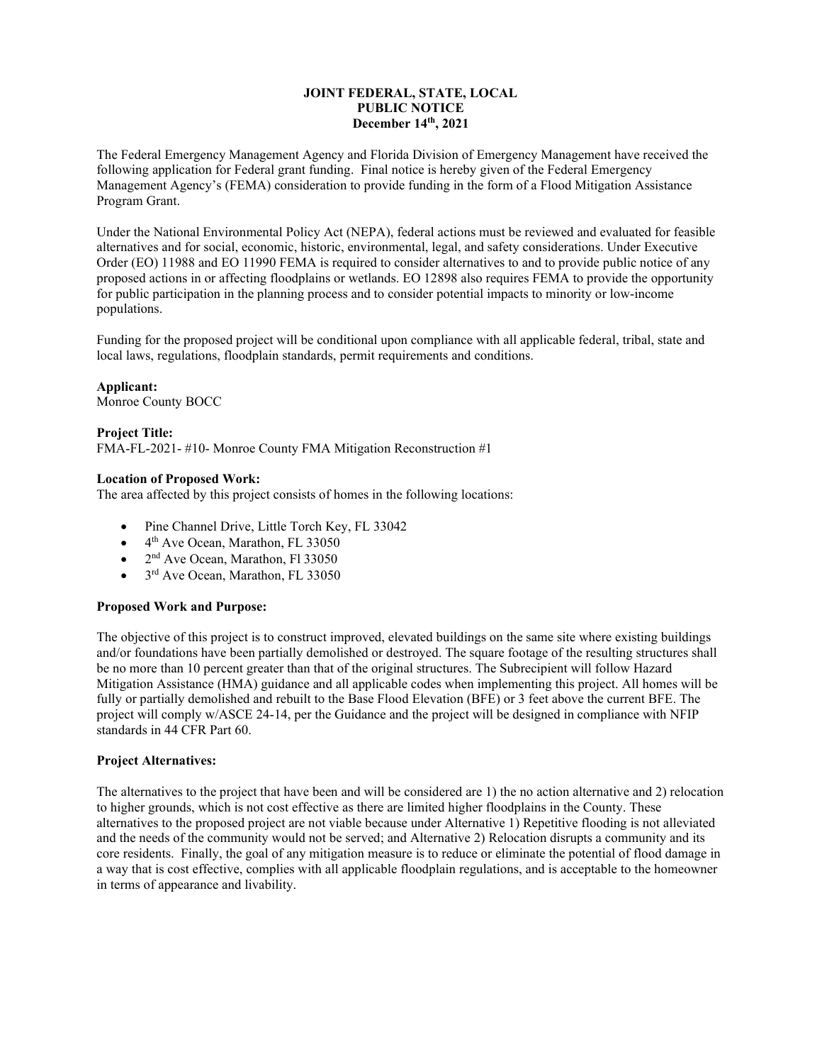**JOINT FEDERAL, STATE, LOCAL**
**PUBLIC NOTICE**
**December 14th, 2021**

The Federal Emergency Management Agency and Florida Division of Emergency Management have received the following application for Federal grant funding. Final notice is hereby given of the Federal Emergency Management Agency's (FEMA) consideration to provide funding in the form of a Flood Mitigation Assistance Program Grant.

Under the National Environmental Policy Act (NEPA), federal actions must be reviewed and evaluated for feasible alternatives and for social, economic, historic, environmental, legal, and safety considerations. Under Executive Order (EO) 11988 and EO 11990 FEMA is required to consider alternatives to and to provide public notice of any proposed actions in or affecting floodplains or wetlands. EO 12898 also requires FEMA to provide the opportunity for public participation in the planning process and to consider potential impacts to minority or low-income populations.

Funding for the proposed project will be conditional upon compliance with all applicable federal, tribal, state and local laws, regulations, floodplain standards, permit requirements and conditions.

**Applicant:**
Monroe County BOCC

**Project Title:**
FMA-FL-2021- #10- Monroe County FMA Mitigation Reconstruction #1

**Location of Proposed Work:**
The area affected by this project consists of homes in the following locations:

- Pine Channel Drive, Little Torch Key, FL 33042
- 4th Ave Ocean, Marathon, FL 33050
- 2nd Ave Ocean, Marathon, Fl 33050
- 3rd Ave Ocean, Marathon, FL 33050

**Proposed Work and Purpose:**

The objective of this project is to construct improved, elevated buildings on the same site where existing buildings and/or foundations have been partially demolished or destroyed. The square footage of the resulting structures shall be no more than 10 percent greater than that of the original structures. The Subrecipient will follow Hazard Mitigation Assistance (HMA) guidance and all applicable codes when implementing this project. All homes will be fully or partially demolished and rebuilt to the Base Flood Elevation (BFE) or 3 feet above the current BFE. The project will comply w/ASCE 24-14, per the Guidance and the project will be designed in compliance with NFIP standards in 44 CFR Part 60.

**Project Alternatives:**

The alternatives to the project that have been and will be considered are 1) the no action alternative and 2) relocation to higher grounds, which is not cost effective as there are limited higher floodplains in the County. These alternatives to the proposed project are not viable because under Alternative 1) Repetitive flooding is not alleviated and the needs of the community would not be served; and Alternative 2) Relocation disrupts a community and its core residents. Finally, the goal of any mitigation measure is to reduce or eliminate the potential of flood damage in a way that is cost effective, complies with all applicable floodplain regulations, and is acceptable to the homeowner in terms of appearance and livability.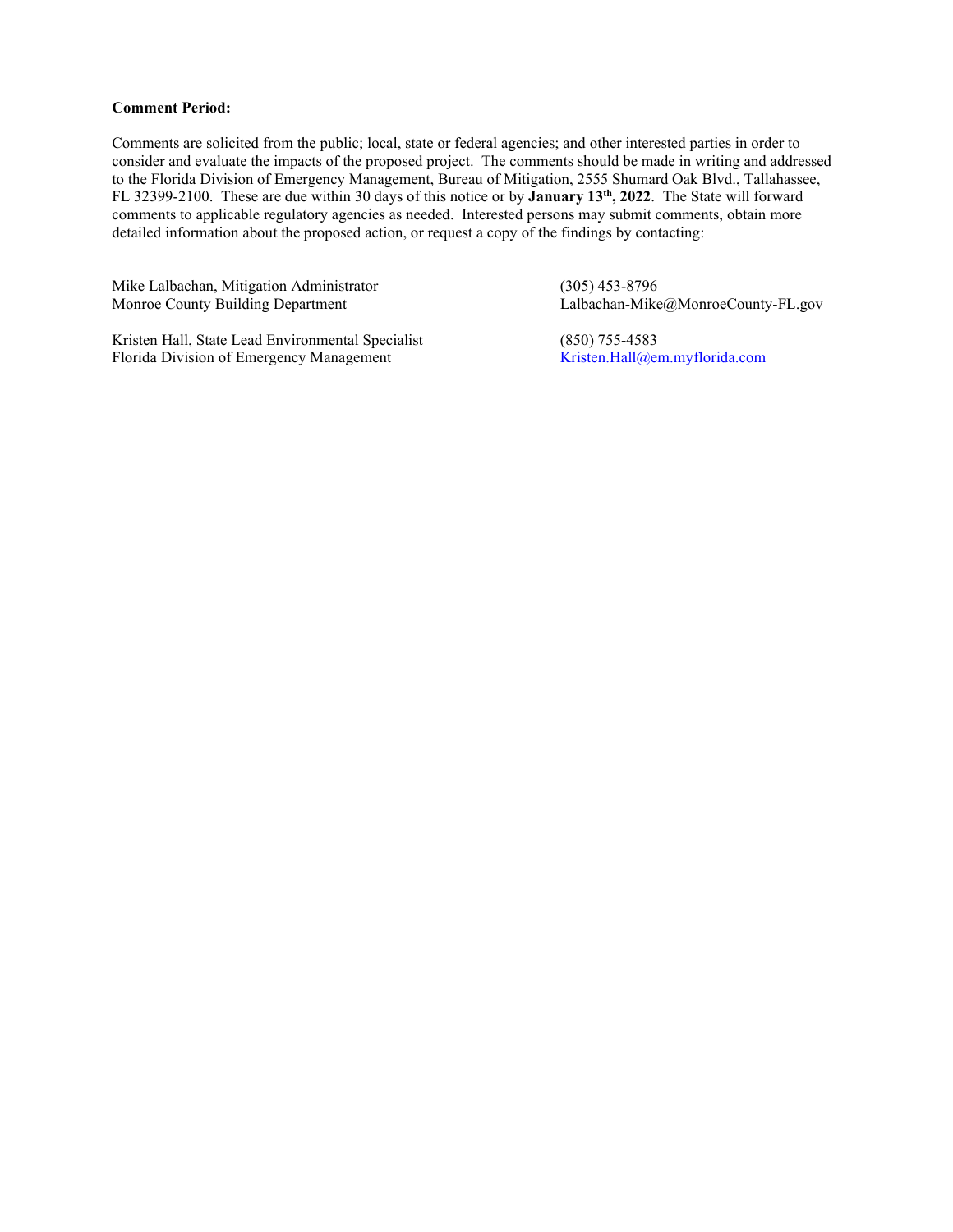**Comment Period:**

Comments are solicited from the public; local, state or federal agencies; and other interested parties in order to consider and evaluate the impacts of the proposed project. The comments should be made in writing and addressed to the Florida Division of Emergency Management, Bureau of Mitigation, 2555 Shumard Oak Blvd., Tallahassee, FL 32399-2100. These are due within 30 days of this notice or by **January 13th, 2022**. The State will forward comments to applicable regulatory agencies as needed. Interested persons may submit comments, obtain more detailed information about the proposed action, or request a copy of the findings by contacting:

Mike Lalbachan, Mitigation Administrator
Monroe County Building Department
(305) 453-8796
Lalbachan-Mike@MonroeCounty-FL.gov

Kristen Hall, State Lead Environmental Specialist
Florida Division of Emergency Management
(850) 755-4583
Kristen.Hall@em.myflorida.com